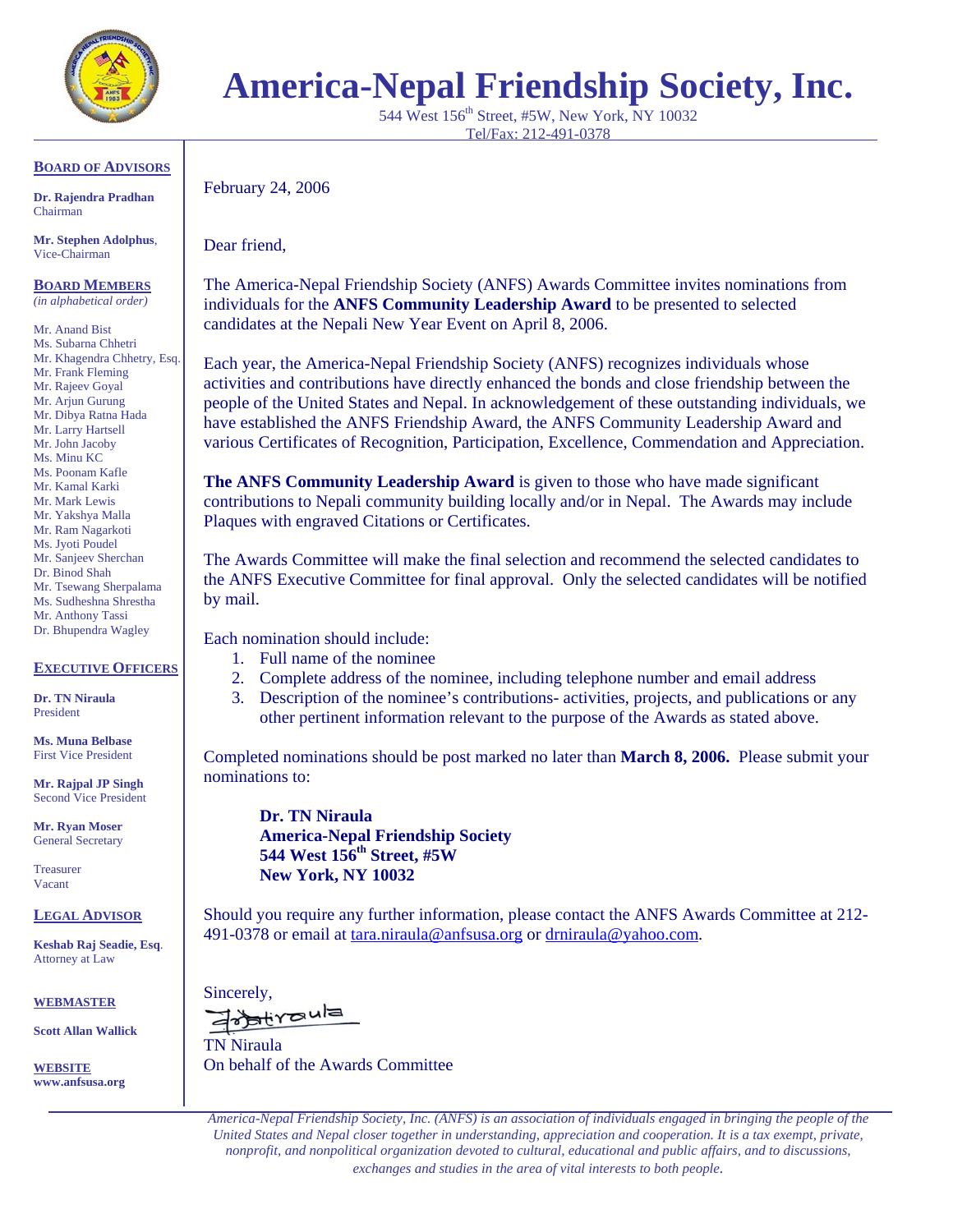# America-Nepal Friendship Society, Inc.

544 West 156th Street, #5W, New York, NY 10032
Tel/Fax: 212-491-0378

**BOARD OF ADVISORS**

**Dr. Rajendra Pradhan**
Chairman

**Mr. Stephen Adolphus**,
Vice-Chairman

**BOARD MEMBERS**
*(in alphabetical order)*

Mr. Anand Bist
Ms. Subarna Chhetri
Mr. Khagendra Chhetry, Esq.
Mr. Frank Fleming
Mr. Rajeev Goyal
Mr. Arjun Gurung
Mr. Dibya Ratna Hada
Mr. Larry Hartsell
Mr. John Jacoby
Ms. Minu KC
Ms. Poonam Kafle
Mr. Kamal Karki
Mr. Mark Lewis
Mr. Yakshya Malla
Mr. Ram Nagarkoti
Ms. Jyoti Poudel
Mr. Sanjeev Sherchan
Dr. Binod Shah
Mr. Tsewang Sherpalama
Ms. Sudheshna Shrestha
Mr. Anthony Tassi
Dr. Bhupendra Wagley

**EXECUTIVE OFFICERS**

**Dr. TN Niraula**
President

**Ms. Muna Belbase**
First Vice President

**Mr. Rajpal JP Singh**
Second Vice President

**Mr. Ryan Moser**
General Secretary

Treasurer
Vacant

**LEGAL ADVISOR**

**Keshab Raj Seadie, Esq**.
Attorney at Law

**WEBMASTER**

**Scott Allan Wallick**

**WEBSITE**
**www.anfsusa.org**

---

February 24, 2006

Dear friend,

The America-Nepal Friendship Society (ANFS) Awards Committee invites nominations from individuals for the **ANFS Community Leadership Award** to be presented to selected candidates at the Nepali New Year Event on April 8, 2006.

Each year, the America-Nepal Friendship Society (ANFS) recognizes individuals whose activities and contributions have directly enhanced the bonds and close friendship between the people of the United States and Nepal. In acknowledgement of these outstanding individuals, we have established the ANFS Friendship Award, the ANFS Community Leadership Award and various Certificates of Recognition, Participation, Excellence, Commendation and Appreciation.

**The ANFS Community Leadership Award** is given to those who have made significant contributions to Nepali community building locally and/or in Nepal. The Awards may include Plaques with engraved Citations or Certificates.

The Awards Committee will make the final selection and recommend the selected candidates to the ANFS Executive Committee for final approval. Only the selected candidates will be notified by mail.

Each nomination should include:

1. Full name of the nominee
2. Complete address of the nominee, including telephone number and email address
3. Description of the nominee's contributions- activities, projects, and publications or any other pertinent information relevant to the purpose of the Awards as stated above.

Completed nominations should be post marked no later than **March 8, 2006.** Please submit your nominations to:

**Dr. TN Niraula**
**America-Nepal Friendship Society**
**544 West 156th Street, #5W**
**New York, NY 10032**

Should you require any further information, please contact the ANFS Awards Committee at 212-491-0378 or email at tara.niraula@anfsusa.org or drniraula@yahoo.com.

Sincerely,

TN Niraula
On behalf of the Awards Committee

*America-Nepal Friendship Society, Inc. (ANFS) is an association of individuals engaged in bringing the people of the United States and Nepal closer together in understanding, appreciation and cooperation. It is a tax exempt, private, nonprofit, and nonpolitical organization devoted to cultural, educational and public affairs, and to discussions, exchanges and studies in the area of vital interests to both people.*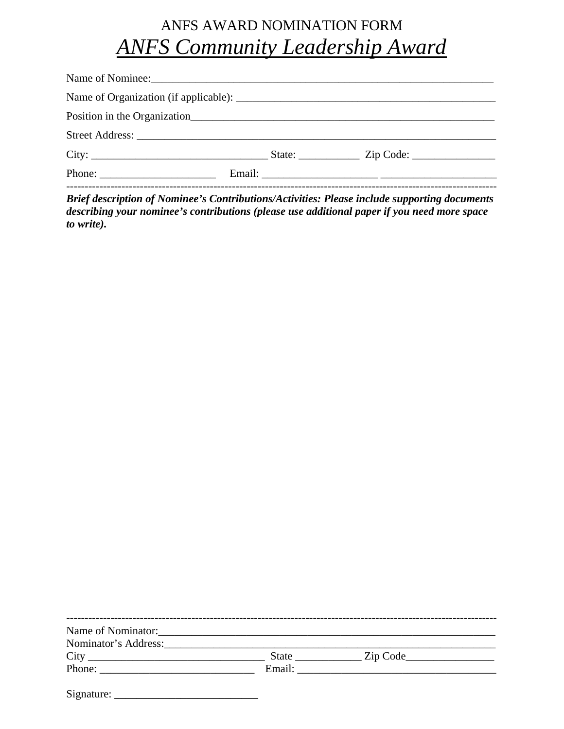ANFS AWARD NOMINATION FORM

# *ANFS Community Leadership Award*

Name of Nominee:_______________________________________________________________

Name of Organization (if applicable): _____________________________________________

Position in the Organization____________________________________________________

Street Address: _______________________________________________________________

City: _______________________________ State: __________ Zip Code: ______________

Phone: ____________________ Email: ____________________ ____________________

---

***Brief description of Nominee's Contributions/Activities: Please include supporting documents describing your nominee's contributions (please use additional paper if you need more space to write).***

---

Name of Nominator:_____________________________________________________________

Nominator's Address:____________________________________________________________

City _______________________________ State ___________ Zip Code_______________

Phone: ___________________________ Email: __________________________________

Signature: ________________________